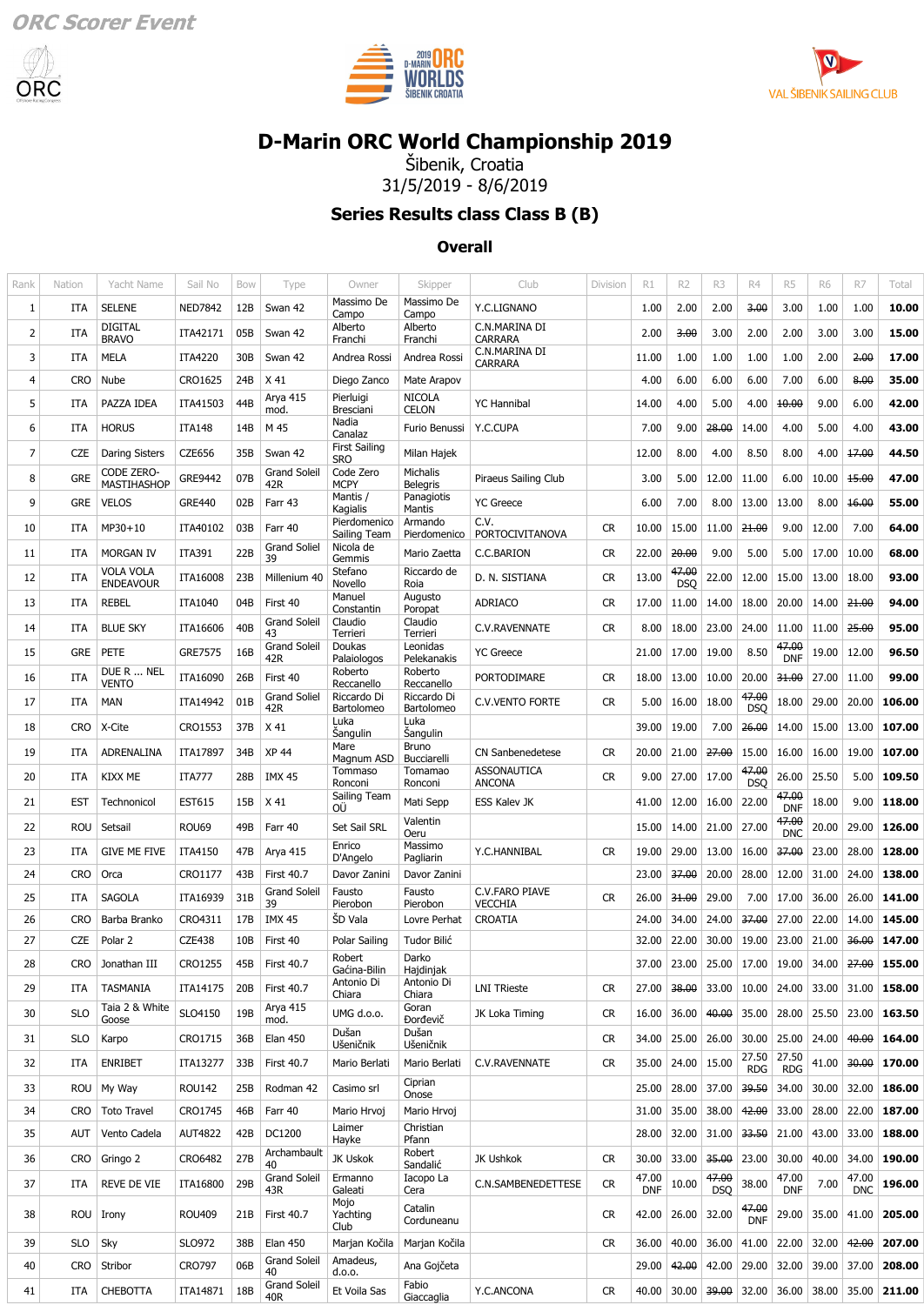ORC Scorer Event

2019 D-MARIN ORC WORLDS ŠIBENIK CROATIA

VAL ŠIBENIK SAILING CLUB

# D-Marin ORC World Championship 2019

Šibenik, Croatia

31/5/2019 - 8/6/2019

## Series Results class Class B (B)

### Overall

| Rank | Nation | Yacht Name | Sail No | Bow | Type | Owner | Skipper | Club | Division | R1 | R2 | R3 | R4 | R5 | R6 | R7 | Total |
|---|---|---|---|---|---|---|---|---|---|---|---|---|---|---|---|---|---|
| 1 | ITA | SELENE | NED7842 | 12B | Swan 42 | Massimo De Campo | Massimo De Campo | Y.C.LIGNANO | | 1.00 | 2.00 | 2.00 | ~~3.00~~ | 3.00 | 1.00 | 1.00 | **10.00** |
| 2 | ITA | DIGITAL BRAVO | ITA42171 | 05B | Swan 42 | Alberto Franchi | Alberto Franchi | C.N.MARINA DI CARRARA | | 2.00 | ~~3.00~~ | 3.00 | 2.00 | 2.00 | 3.00 | 3.00 | **15.00** |
| 3 | ITA | MELA | ITA4220 | 30B | Swan 42 | Andrea Rossi | Andrea Rossi | C.N.MARINA DI CARRARA | | 11.00 | 1.00 | 1.00 | 1.00 | 1.00 | 2.00 | ~~2.00~~ | **17.00** |
| 4 | CRO | Nube | CRO1625 | 24B | X 41 | Diego Zanco | Mate Arapov | | | 4.00 | 6.00 | 6.00 | 6.00 | 7.00 | 6.00 | ~~8.00~~ | **35.00** |
| 5 | ITA | PAZZA IDEA | ITA41503 | 44B | Arya 415 mod. | Pierluigi Bresciani | NICOLA CELON | YC Hannibal | | 14.00 | 4.00 | 5.00 | 4.00 | ~~10.00~~ | 9.00 | 6.00 | **42.00** |
| 6 | ITA | HORUS | ITA148 | 14B | M 45 | Nadia Canalaz | Furio Benussi | Y.C.CUPA | | 7.00 | 9.00 | ~~28.00~~ | 14.00 | 4.00 | 5.00 | 4.00 | **43.00** |
| 7 | CZE | Daring Sisters | CZE656 | 35B | Swan 42 | First Sailing SRO | Milan Hajek | | | 12.00 | 8.00 | 4.00 | 8.50 | 8.00 | 4.00 | ~~17.00~~ | **44.50** |
| 8 | GRE | CODE ZERO-MASTIHASHOP | GRE9442 | 07B | Grand Soleil 42R | Code Zero MCPY | Michalis Belegris | Piraeus Sailing Club | | 3.00 | 5.00 | 12.00 | 11.00 | 6.00 | 10.00 | ~~15.00~~ | **47.00** |
| 9 | GRE | VELOS | GRE440 | 02B | Farr 43 | Mantis / Kagialis | Panagiotis Mantis | YC Greece | | 6.00 | 7.00 | 8.00 | 13.00 | 13.00 | 8.00 | ~~16.00~~ | **55.00** |
| 10 | ITA | MP30+10 | ITA40102 | 03B | Farr 40 | Pierdomenico Sailing Team | Armando Pierdomenico | C.V. PORTOCIVITANOVA | CR | 10.00 | 15.00 | 11.00 | ~~21.00~~ | 9.00 | 12.00 | 7.00 | **64.00** |
| 11 | ITA | MORGAN IV | ITA391 | 22B | Grand Soliel 39 | Nicola de Gemmis | Mario Zaetta | C.C.BARION | CR | 22.00 | ~~20.00~~ | 9.00 | 5.00 | 5.00 | 17.00 | 10.00 | **68.00** |
| 12 | ITA | VOLA VOLA ENDEAVOUR | ITA16008 | 23B | Millenium 40 | Stefano Novello | Riccardo de Roia | D. N. SISTIANA | CR | 13.00 | ~~47.00 DSQ~~ | 22.00 | 12.00 | 15.00 | 13.00 | 18.00 | **93.00** |
| 13 | ITA | REBEL | ITA1040 | 04B | First 40 | Manuel Constantin | Augusto Poropat | ADRIACO | CR | 17.00 | 11.00 | 14.00 | 18.00 | 20.00 | 14.00 | ~~21.00~~ | **94.00** |
| 14 | ITA | BLUE SKY | ITA16606 | 40B | Grand Soleil 43 | Claudio Terrieri | Claudio Terrieri | C.V.RAVENNATE | CR | 8.00 | 18.00 | 23.00 | 24.00 | 11.00 | 11.00 | ~~25.00~~ | **95.00** |
| 15 | GRE | PETE | GRE7575 | 16B | Grand Soleil 42R | Doukas Palaiologos | Leonidas Pelekanakis | YC Greece | | 21.00 | 17.00 | 19.00 | 8.50 | ~~47.00 DNF~~ | 19.00 | 12.00 | **96.50** |
| 16 | ITA | DUE R ... NEL VENTO | ITA16090 | 26B | First 40 | Roberto Reccanello | Roberto Reccanello | PORTODIMARE | CR | 18.00 | 13.00 | 10.00 | 20.00 | ~~31.00~~ | 27.00 | 11.00 | **99.00** |
| 17 | ITA | MAN | ITA14942 | 01B | Grand Soliel 42R | Riccardo Di Bartolomeo | Riccardo Di Bartolomeo | C.V.VENTO FORTE | CR | 5.00 | 16.00 | 18.00 | ~~47.00 DSQ~~ | 18.00 | 29.00 | 20.00 | **106.00** |
| 18 | CRO | X-Cite | CRO1553 | 37B | X 41 | Luka Šangulin | Luka Šangulin | | | 39.00 | 19.00 | 7.00 | ~~26.00~~ | 14.00 | 15.00 | 13.00 | **107.00** |
| 19 | ITA | ADRENALINA | ITA17897 | 34B | XP 44 | Mare Magnum ASD | Bruno Bucciarelli | CN Sanbenedetese | CR | 20.00 | 21.00 | ~~27.00~~ | 15.00 | 16.00 | 16.00 | 19.00 | **107.00** |
| 20 | ITA | KIXX ME | ITA777 | 28B | IMX 45 | Tommaso Ronconi | Tomamao Ronconi | ASSONAUTICA ANCONA | CR | 9.00 | 27.00 | 17.00 | ~~47.00 DSQ~~ | 26.00 | 25.50 | 5.00 | **109.50** |
| 21 | EST | Technonicol | EST615 | 15B | X 41 | Sailing Team OÜ | Mati Sepp | ESS Kalev JK | | 41.00 | 12.00 | 16.00 | 22.00 | ~~47.00 DNF~~ | 18.00 | 9.00 | **118.00** |
| 22 | ROU | Setsail | ROU69 | 49B | Farr 40 | Set Sail SRL | Valentin Oeru | | | 15.00 | 14.00 | 21.00 | 27.00 | ~~47.00 DNC~~ | 20.00 | 29.00 | **126.00** |
| 23 | ITA | GIVE ME FIVE | ITA4150 | 47B | Arya 415 | Enrico D'Angelo | Massimo Pagliarin | Y.C.HANNIBAL | CR | 19.00 | 29.00 | 13.00 | 16.00 | ~~37.00~~ | 23.00 | 28.00 | **128.00** |
| 24 | CRO | Orca | CRO1177 | 43B | First 40.7 | Davor Zanini | Davor Zanini | | | 23.00 | ~~37.00~~ | 20.00 | 28.00 | 12.00 | 31.00 | 24.00 | **138.00** |
| 25 | ITA | SAGOLA | ITA16939 | 31B | Grand Soleil 39 | Fausto Pierobon | Fausto Pierobon | C.V.FARO PIAVE VECCHIA | CR | 26.00 | ~~31.00~~ | 29.00 | 7.00 | 17.00 | 36.00 | 26.00 | **141.00** |
| 26 | CRO | Barba Branko | CRO4311 | 17B | IMX 45 | ŠD Vala | Lovre Perhat | CROATIA | | 24.00 | 34.00 | 24.00 | ~~37.00~~ | 27.00 | 22.00 | 14.00 | **145.00** |
| 27 | CZE | Polar 2 | CZE438 | 10B | First 40 | Polar Sailing | Tudor Bilić | | | 32.00 | 22.00 | 30.00 | 19.00 | 23.00 | 21.00 | ~~36.00~~ | **147.00** |
| 28 | CRO | Jonathan III | CRO1255 | 45B | First 40.7 | Robert Gaćina-Bilin | Darko Hajdinjak | | | 37.00 | 23.00 | 25.00 | 17.00 | 19.00 | 34.00 | ~~27.00~~ | **155.00** |
| 29 | ITA | TASMANIA | ITA14175 | 20B | First 40.7 | Antonio Di Chiara | Antonio Di Chiara | LNI TRieste | CR | 27.00 | ~~38.00~~ | 33.00 | 10.00 | 24.00 | 33.00 | 31.00 | **158.00** |
| 30 | SLO | Taia 2 & White Goose | SLO4150 | 19B | Arya 415 mod. | UMG d.o.o. | Goran Đorđevič | JK Loka Timing | CR | 16.00 | 36.00 | ~~40.00~~ | 35.00 | 28.00 | 25.50 | 23.00 | **163.50** |
| 31 | SLO | Karpo | CRO1715 | 36B | Elan 450 | Dušan Ušeničnik | Dušan Ušeničnik | | CR | 34.00 | 25.00 | 26.00 | 30.00 | 25.00 | 24.00 | ~~40.00~~ | **164.00** |
| 32 | ITA | ENRIBET | ITA13277 | 33B | First 40.7 | Mario Berlati | Mario Berlati | C.V.RAVENNATE | CR | 35.00 | 24.00 | 15.00 | 27.50 RDG | 27.50 RDG | 41.00 | ~~30.00~~ | **170.00** |
| 33 | ROU | My Way | ROU142 | 25B | Rodman 42 | Casimo srl | Ciprian Onose | | | 25.00 | 28.00 | 37.00 | ~~39.50~~ | 34.00 | 30.00 | 32.00 | **186.00** |
| 34 | CRO | Toto Travel | CRO1745 | 46B | Farr 40 | Mario Hrvoj | Mario Hrvoj | | | 31.00 | 35.00 | 38.00 | ~~42.00~~ | 33.00 | 28.00 | 22.00 | **187.00** |
| 35 | AUT | Vento Cadela | AUT4822 | 42B | DC1200 | Laimer Hayke | Christian Pfann | | | 28.00 | 32.00 | 31.00 | ~~33.50~~ | 21.00 | 43.00 | 33.00 | **188.00** |
| 36 | CRO | Gringo 2 | CRO6482 | 27B | Archambault 40 | JK Uskok | Robert Sandalić | JK Ushkok | CR | 30.00 | 33.00 | ~~35.00~~ | 23.00 | 30.00 | 40.00 | 34.00 | **190.00** |
| 37 | ITA | REVE DE VIE | ITA16800 | 29B | Grand Soleil 43R | Ermanno Galeati | Iacopo La Cera | C.N.SAMBENEDETTESE | CR | 47.00 DNF | 10.00 | ~~47.00 DSQ~~ | 38.00 | 47.00 DNF | 7.00 | 47.00 DNC | **196.00** |
| 38 | ROU | Irony | ROU409 | 21B | First 40.7 | Mojo Yachting Club | Catalin Corduneanu | | CR | 42.00 | 26.00 | 32.00 | ~~47.00 DNF~~ | 29.00 | 35.00 | 41.00 | **205.00** |
| 39 | SLO | Sky | SLO972 | 38B | Elan 450 | Marjan Kočila | Marjan Kočila | | CR | 36.00 | 40.00 | 36.00 | 41.00 | 22.00 | 32.00 | ~~42.00~~ | **207.00** |
| 40 | CRO | Stribor | CRO797 | 06B | Grand Soleil 40 | Amadeus, d.o.o. | Ana Gojčeta | | | 29.00 | ~~42.00~~ | 42.00 | 29.00 | 32.00 | 39.00 | 37.00 | **208.00** |
| 41 | ITA | CHEBOTTA | ITA14871 | 18B | Grand Soleil 40R | Et Voila Sas | Fabio Giaccaglia | Y.C.ANCONA | CR | 40.00 | 30.00 | ~~39.00~~ | 32.00 | 36.00 | 38.00 | 35.00 | **211.00** |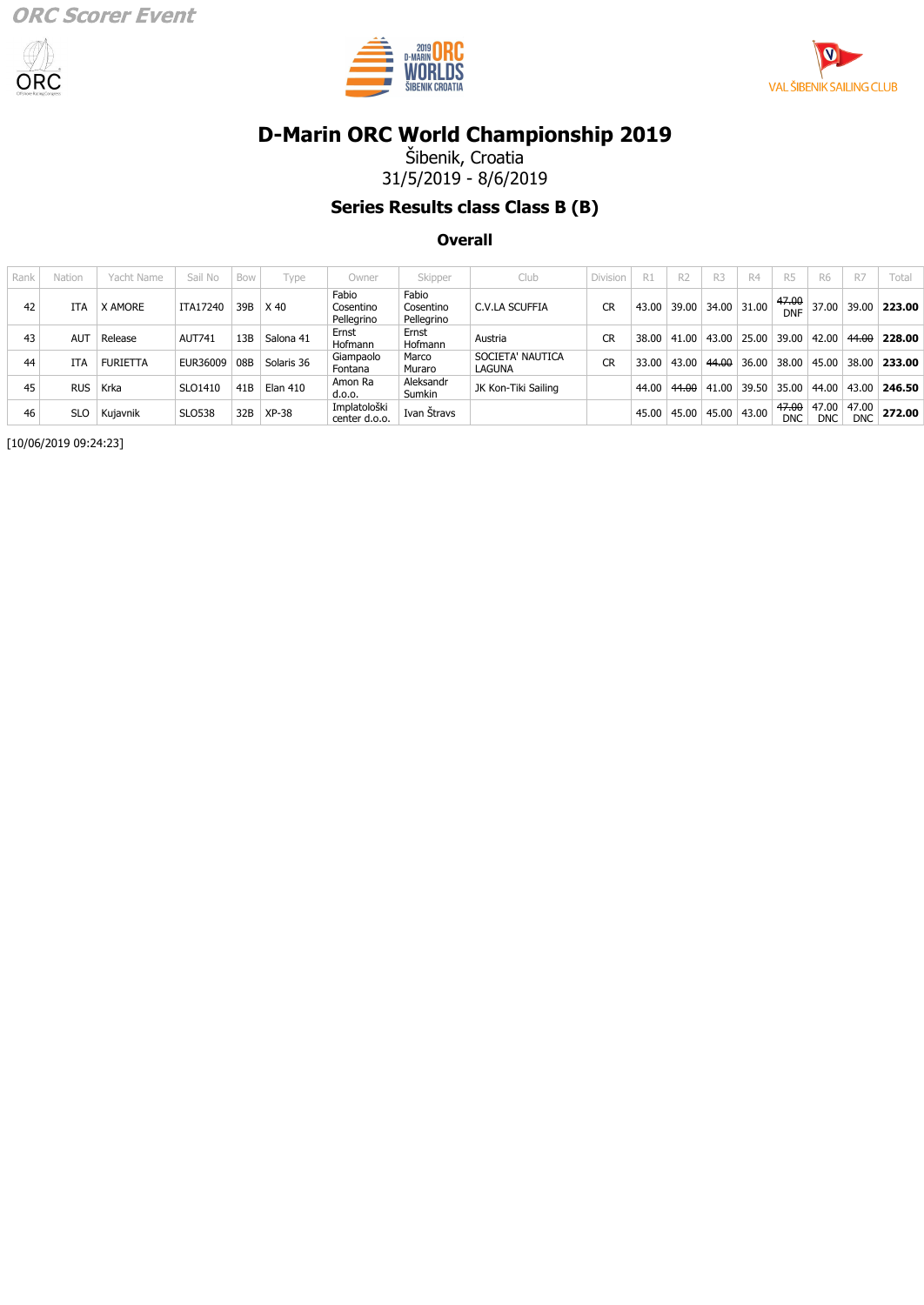ORC Scorer Event

# D-Marin ORC World Championship 2019

Šibenik, Croatia

31/5/2019 - 8/6/2019

## Series Results class Class B (B)

### Overall

| Rank | Nation | Yacht Name | Sail No | Bow | Type | Owner | Skipper | Club | Division | R1 | R2 | R3 | R4 | R5 | R6 | R7 | Total |
|---|---|---|---|---|---|---|---|---|---|---|---|---|---|---|---|---|---|
| 42 | ITA | X AMORE | ITA17240 | 39B | X 40 | Fabio Cosentino Pellegrino | Fabio Cosentino Pellegrino | C.V.LA SCUFFIA | CR | 43.00 | 39.00 | 34.00 | 31.00 | ~~47.00~~ DNF | 37.00 | 39.00 | **223.00** |
| 43 | AUT | Release | AUT741 | 13B | Salona 41 | Ernst Hofmann | Ernst Hofmann | Austria | CR | 38.00 | 41.00 | 43.00 | 25.00 | 39.00 | 42.00 | ~~44.00~~ | **228.00** |
| 44 | ITA | FURIETTA | EUR36009 | 08B | Solaris 36 | Giampaolo Fontana | Marco Muraro | SOCIETA' NAUTICA LAGUNA | CR | 33.00 | 43.00 | ~~44.00~~ | 36.00 | 38.00 | 45.00 | 38.00 | **233.00** |
| 45 | RUS | Krka | SLO1410 | 41B | Elan 410 | Amon Ra d.o.o. | Aleksandr Sumkin | JK Kon-Tiki Sailing | | 44.00 | ~~44.00~~ | 41.00 | 39.50 | 35.00 | 44.00 | 43.00 | **246.50** |
| 46 | SLO | Kujavnik | SLO538 | 32B | XP-38 | Implatološki center d.o.o. | Ivan Štravs | | | 45.00 | 45.00 | 45.00 | 43.00 | ~~47.00~~ DNC | 47.00 DNC | 47.00 DNC | **272.00** |

[10/06/2019 09:24:23]